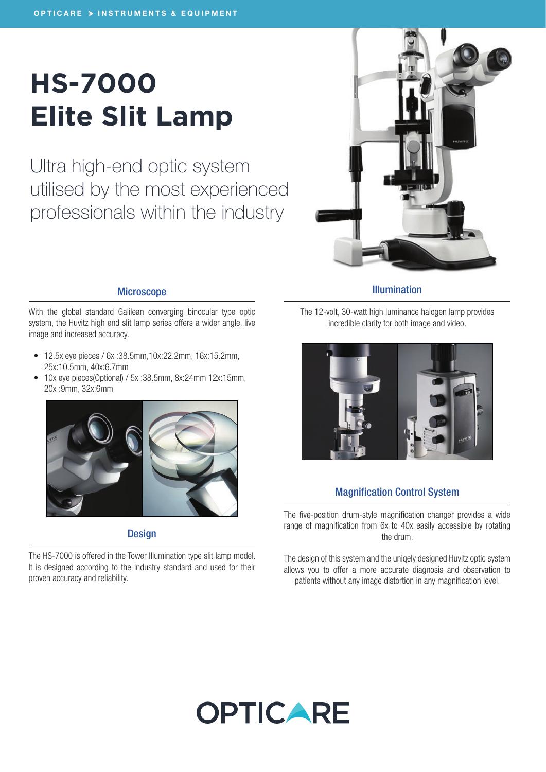# HS-7000 Elite Slit Lamp

Ultra high-end optic system utilised by the most experienced professionals within the industry

## Microscope

With the global standard Galilean converging binocular type optic system, the Huvitz high end slit lamp series offers a wider angle, live image and increased accuracy.

- 12.5x eye pieces / 6x :38.5mm,10x:22.2mm, 16x:15.2mm, 25x:10.5mm, 40x:6.7mm
- 10x eye pieces(Optional) / 5x :38.5mm, 8x:24mm 12x:15mm, 20x :9mm, 32x:6mm

## Design

The HS-7000 is offered in the Tower Illumination type slit lamp model. It is designed according to the industry standard and used for their proven accuracy and reliability.

## Illumination

The 12-volt, 30-watt high luminance halogen lamp provides incredible clarity for both image and video.

## Magnification Control System

The five-position drum-style magnification changer provides a wide range of magnification from 6x to 40x easily accessible by rotating the drum.

The design of this system and the uniqely designed Huvitz optic system allows you to offer a more accurate diagnosis and observation to patients without any image distortion in any magnification level.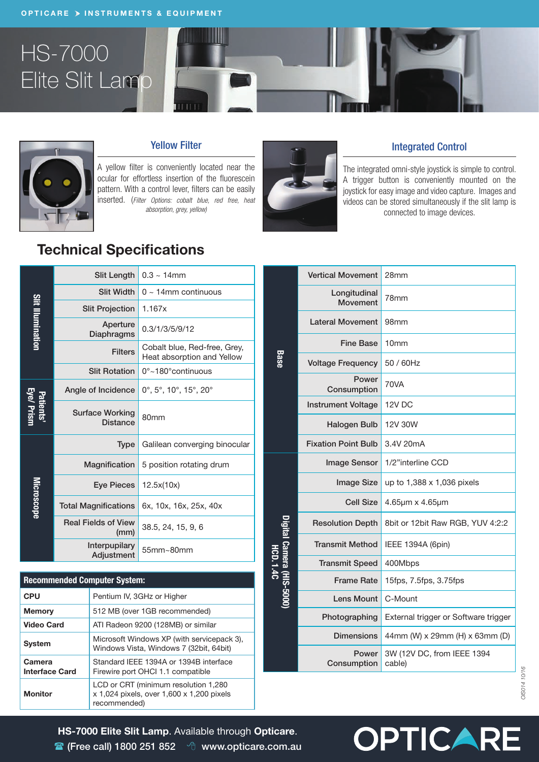OPTICARE > INSTRUMENTS & EQUIPMENT

# HS-7000 Elite Slit Lamp

### Yellow Filter

A yellow filter is conveniently located near the ocular for effortless insertion of the fluorescein pattern. With a control lever, filters can be easily inserted. (*Filter Options: cobalt blue, red free, heat absorption, grey, yellow*)

### Integrated Control

The integrated omni-style joystick is simple to control. A trigger button is conveniently mounted on the joystick for easy image and video capture. Images and videos can be stored simultaneously if the slit lamp is connected to image devices.

## Technical Specifications

| | | |
|---|---|---|
| Slit Illumination | Slit Length | 0.3 ~ 14mm |
| | Slit Width | 0 ~ 14mm continuous |
| | Slit Projection | 1.167x |
| | Aperture Diaphragms | 0.3/1/3/5/9/12 |
| | Filters | Cobalt blue, Red-free, Grey, Heat absorption and Yellow |
| | Slit Rotation | 0°~180°continuous |
| Patients' Eye/ Prism | Angle of Incidence | 0°, 5°, 10°, 15°, 20° |
| | Surface Working Distance | 80mm |
| Microscope | Type | Galilean converging binocular |
| | Magnification | 5 position rotating drum |
| | Eye Pieces | 12.5x(10x) |
| | Total Magnifications | 6x, 10x, 16x, 25x, 40x |
| | Real Fields of View (mm) | 38.5, 24, 15, 9, 6 |
| | Interpupillary Adjustment | 55mm~80mm |

| Recommended Computer System: | |
|---|---|
| **CPU** | Pentium IV, 3GHz or Higher |
| **Memory** | 512 MB (over 1GB recommended) |
| **Video Card** | ATI Radeon 9200 (128MB) or similar |
| **System** | Microsoft Windows XP (with servicepack 3), Windows Vista, Windows 7 (32bit, 64bit) |
| **Camera Interface Card** | Standard IEEE 1394A or 1394B interface Firewire port OHCI 1.1 compatible |
| **Monitor** | LCD or CRT (minimum resolution 1,280 x 1,024 pixels, over 1,600 x 1,200 pixels recommended) |

| | | |
|---|---|---|
| Base | Vertical Movement | 28mm |
| | Longitudinal Movement | 78mm |
| | Lateral Movement | 98mm |
| | Fine Base | 10mm |
| | Voltage Frequency | 50 / 60Hz |
| | Power Consumption | 70VA |
| | Instrument Voltage | 12V DC |
| | Halogen Bulb | 12V 30W |
| | Fixation Point Bulb | 3.4V 20mA |
| Digital Camera (HIS-5000) HCD. 1.4C | Image Sensor | 1/2"interline CCD |
| | Image Size | up to 1,388 x 1,036 pixels |
| | Cell Size | 4.65μm x 4.65μm |
| | Resolution Depth | 8bit or 12bit Raw RGB, YUV 4:2:2 |
| | Transmit Method | IEEE 1394A (6pin) |
| | Transmit Speed | 400Mbps |
| | Frame Rate | 15fps, 7.5fps, 3.75fps |
| | Lens Mount | C-Mount |
| | Photographing | External trigger or Software trigger |
| | Dimensions | 44mm (W) x 29mm (H) x 63mm (D) |
| | Power Consumption | 3W (12V DC, from IEEE 1394 cable) |

OIS014 10/16

**HS-7000 Elite Slit Lamp**. Available through **Opticare**.

(Free call) 1800 251 852 www.opticare.com.au

OPTICARE